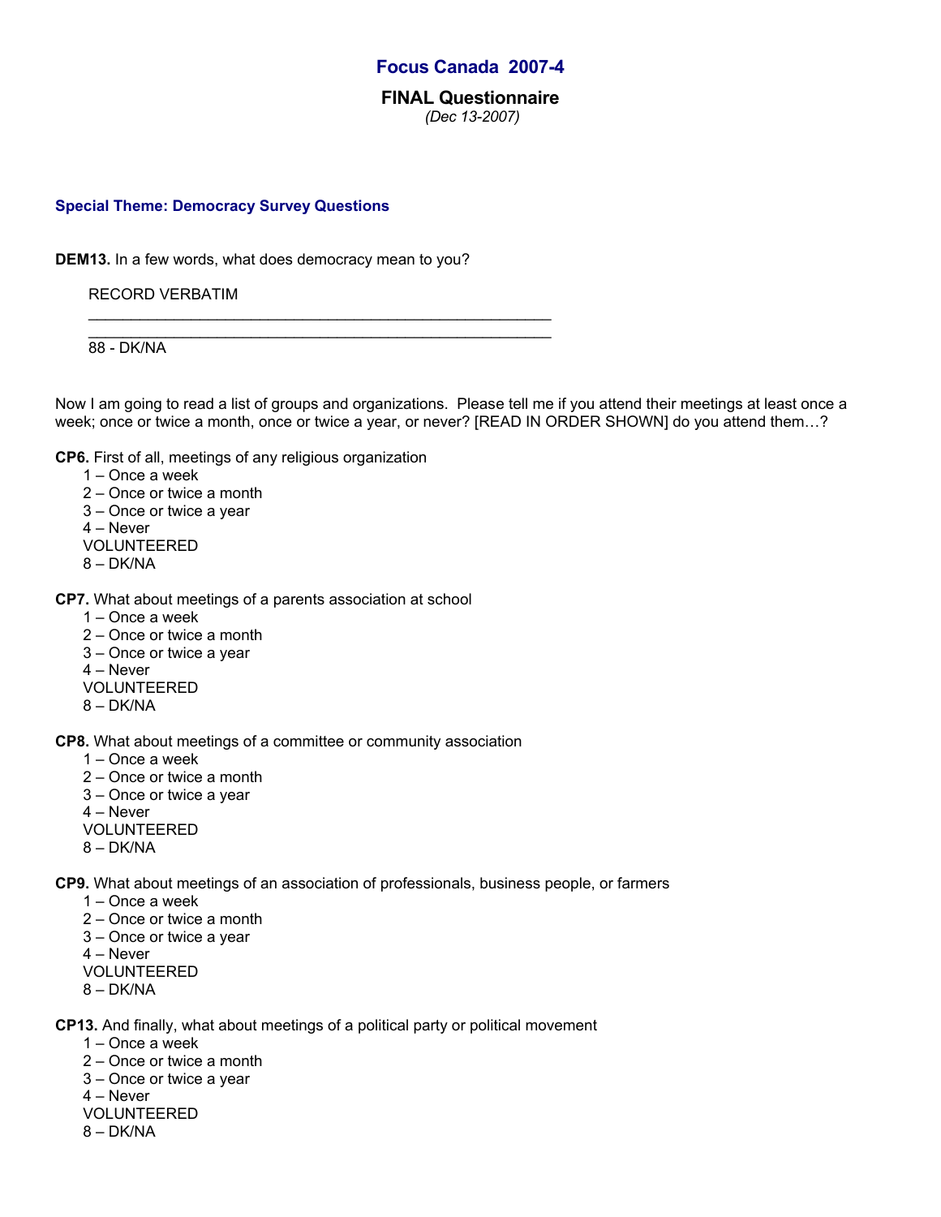# Focus Canada 2007-4

## FINAL Questionnaire

*(Dec 13-2007)*

### Special Theme: Democracy Survey Questions

**DEM13.** In a few words, what does democracy mean to you?

RECORD VERBATIM

_______________________________________________________

_______________________________________________________

88 - DK/NA

Now I am going to read a list of groups and organizations. Please tell me if you attend their meetings at least once a week; once or twice a month, once or twice a year, or never? [READ IN ORDER SHOWN] do you attend them…?

**CP6.** First of all, meetings of any religious organization

1 – Once a week
2 – Once or twice a month
3 – Once or twice a year
4 – Never
VOLUNTEERED
8 – DK/NA

**CP7.** What about meetings of a parents association at school

1 – Once a week
2 – Once or twice a month
3 – Once or twice a year
4 – Never
VOLUNTEERED
8 – DK/NA

**CP8.** What about meetings of a committee or community association

1 – Once a week
2 – Once or twice a month
3 – Once or twice a year
4 – Never
VOLUNTEERED
8 – DK/NA

**CP9.** What about meetings of an association of professionals, business people, or farmers

1 – Once a week
2 – Once or twice a month
3 – Once or twice a year
4 – Never
VOLUNTEERED
8 – DK/NA

**CP13.** And finally, what about meetings of a political party or political movement

1 – Once a week
2 – Once or twice a month
3 – Once or twice a year
4 – Never
VOLUNTEERED
8 – DK/NA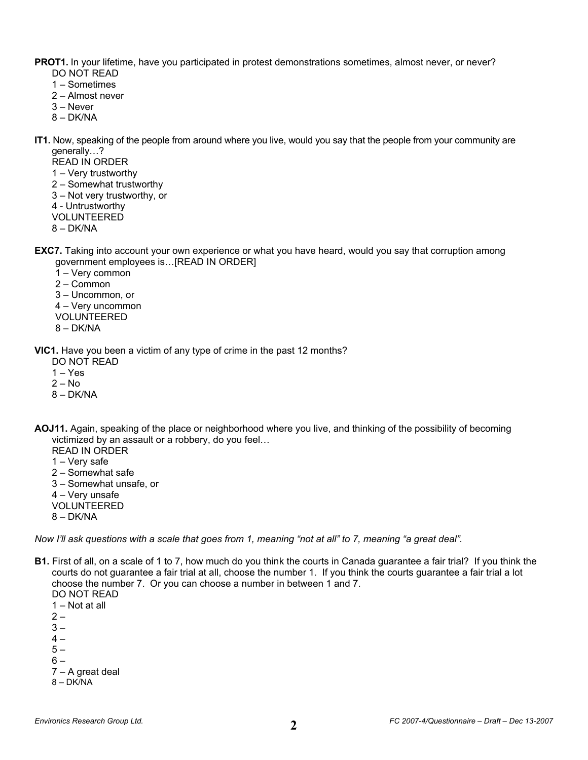**PROT1.** In your lifetime, have you participated in protest demonstrations sometimes, almost never, or never?

DO NOT READ

1 – Sometimes

2 – Almost never

3 – Never

8 – DK/NA

**IT1.** Now, speaking of the people from around where you live, would you say that the people from your community are generally…?

READ IN ORDER

1 – Very trustworthy

2 – Somewhat trustworthy

3 – Not very trustworthy, or

4 - Untrustworthy

VOLUNTEERED

8 – DK/NA

**EXC7.** Taking into account your own experience or what you have heard, would you say that corruption among government employees is…[READ IN ORDER]

1 – Very common

2 – Common

3 – Uncommon, or

4 – Very uncommon

VOLUNTEERED

8 – DK/NA

**VIC1.** Have you been a victim of any type of crime in the past 12 months?

DO NOT READ

1 – Yes

2 – No

8 – DK/NA

**AOJ11.** Again, speaking of the place or neighborhood where you live, and thinking of the possibility of becoming victimized by an assault or a robbery, do you feel…

READ IN ORDER

1 – Very safe

2 – Somewhat safe

3 – Somewhat unsafe, or

4 – Very unsafe

VOLUNTEERED

8 – DK/NA

*Now I'll ask questions with a scale that goes from 1, meaning "not at all" to 7, meaning "a great deal".*

**B1.** First of all, on a scale of 1 to 7, how much do you think the courts in Canada guarantee a fair trial? If you think the courts do not guarantee a fair trial at all, choose the number 1. If you think the courts guarantee a fair trial a lot choose the number 7. Or you can choose a number in between 1 and 7.

DO NOT READ

1 – Not at all

2 –

3 –

4 –

5 –

6 –

7 – A great deal

8 – DK/NA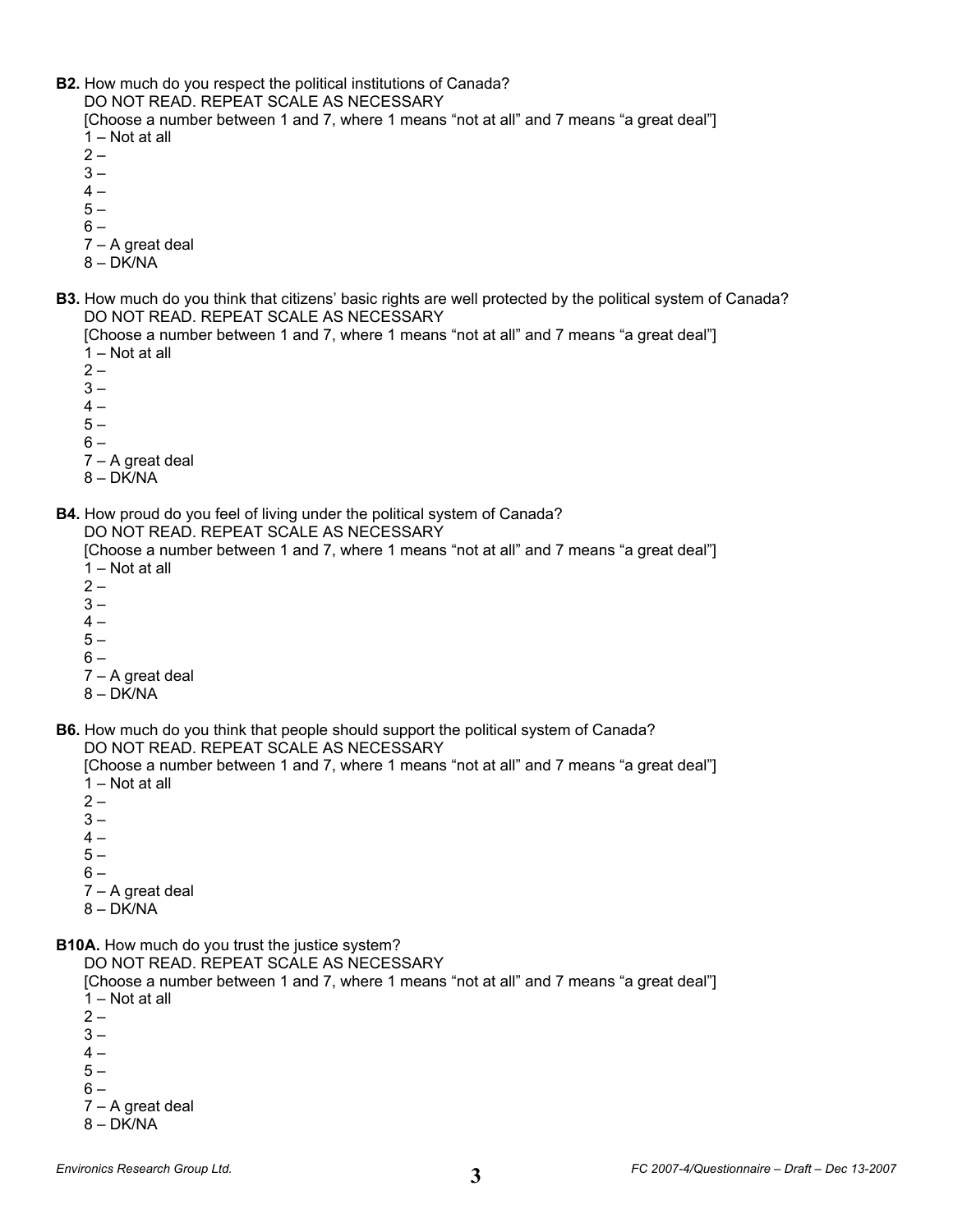**B2.** How much do you respect the political institutions of Canada?
DO NOT READ. REPEAT SCALE AS NECESSARY
[Choose a number between 1 and 7, where 1 means "not at all" and 7 means "a great deal"]
1 – Not at all
2 –
3 –
4 –
5 –
6 –
7 – A great deal
8 – DK/NA

**B3.** How much do you think that citizens' basic rights are well protected by the political system of Canada?
DO NOT READ. REPEAT SCALE AS NECESSARY
[Choose a number between 1 and 7, where 1 means "not at all" and 7 means "a great deal"]
1 – Not at all
2 –
3 –
4 –
5 –
6 –
7 – A great deal
8 – DK/NA

**B4.** How proud do you feel of living under the political system of Canada?
DO NOT READ. REPEAT SCALE AS NECESSARY
[Choose a number between 1 and 7, where 1 means "not at all" and 7 means "a great deal"]
1 – Not at all
2 –
3 –
4 –
5 –
6 –
7 – A great deal
8 – DK/NA

**B6.** How much do you think that people should support the political system of Canada?
DO NOT READ. REPEAT SCALE AS NECESSARY
[Choose a number between 1 and 7, where 1 means "not at all" and 7 means "a great deal"]
1 – Not at all
2 –
3 –
4 –
5 –
6 –
7 – A great deal
8 – DK/NA

**B10A.** How much do you trust the justice system?
DO NOT READ. REPEAT SCALE AS NECESSARY
[Choose a number between 1 and 7, where 1 means "not at all" and 7 means "a great deal"]
1 – Not at all
2 –
3 –
4 –
5 –
6 –
7 – A great deal
8 – DK/NA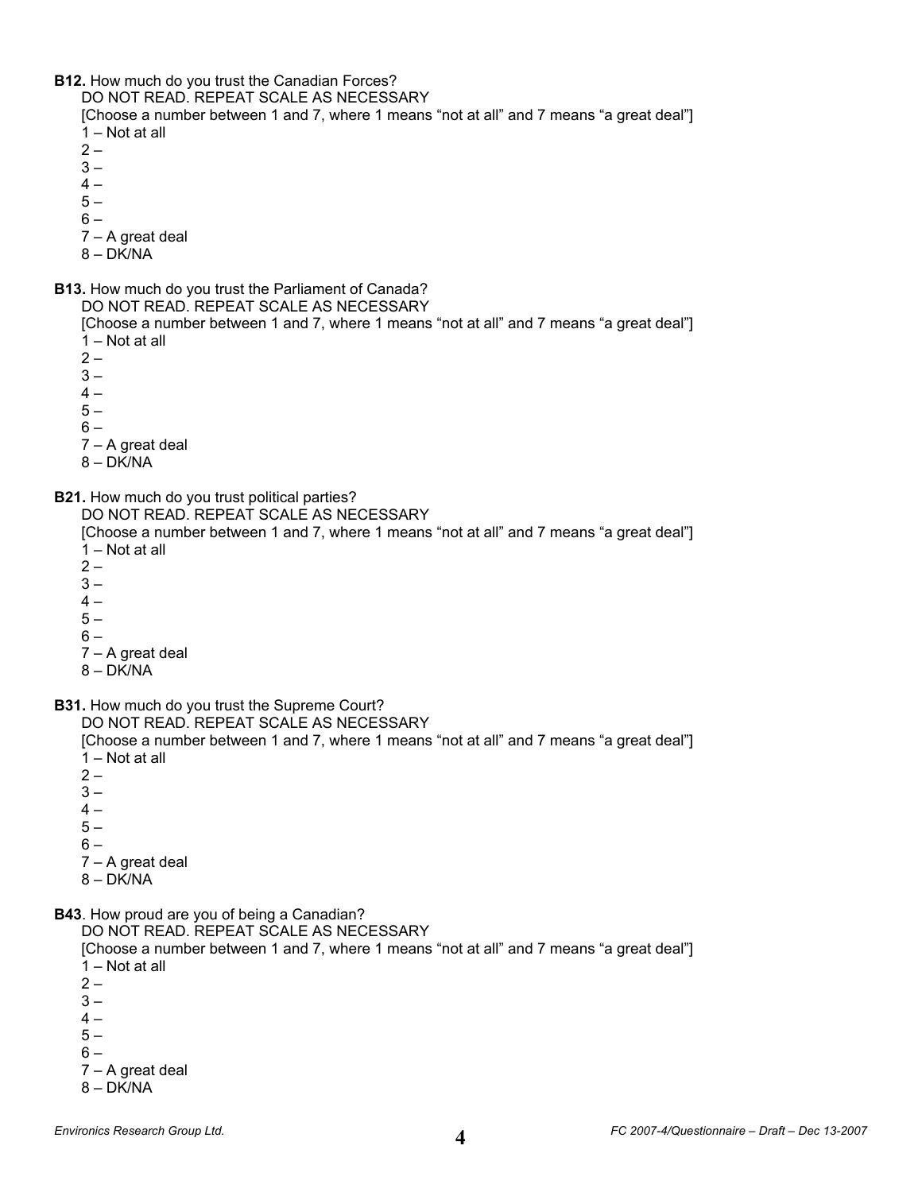**B12.** How much do you trust the Canadian Forces?

DO NOT READ. REPEAT SCALE AS NECESSARY

[Choose a number between 1 and 7, where 1 means “not at all” and 7 means “a great deal”]

1 – Not at all
2 –
3 –
4 –
5 –
6 –
7 – A great deal
8 – DK/NA

**B13.** How much do you trust the Parliament of Canada?

DO NOT READ. REPEAT SCALE AS NECESSARY

[Choose a number between 1 and 7, where 1 means “not at all” and 7 means “a great deal”]

1 – Not at all
2 –
3 –
4 –
5 –
6 –
7 – A great deal
8 – DK/NA

**B21.** How much do you trust political parties?

DO NOT READ. REPEAT SCALE AS NECESSARY

[Choose a number between 1 and 7, where 1 means “not at all” and 7 means “a great deal”]

1 – Not at all
2 –
3 –
4 –
5 –
6 –
7 – A great deal
8 – DK/NA

**B31.** How much do you trust the Supreme Court?

DO NOT READ. REPEAT SCALE AS NECESSARY

[Choose a number between 1 and 7, where 1 means “not at all” and 7 means “a great deal”]

1 – Not at all
2 –
3 –
4 –
5 –
6 –
7 – A great deal
8 – DK/NA

**B43**. How proud are you of being a Canadian?

DO NOT READ. REPEAT SCALE AS NECESSARY

[Choose a number between 1 and 7, where 1 means “not at all” and 7 means “a great deal”]

1 – Not at all
2 –
3 –
4 –
5 –
6 –
7 – A great deal
8 – DK/NA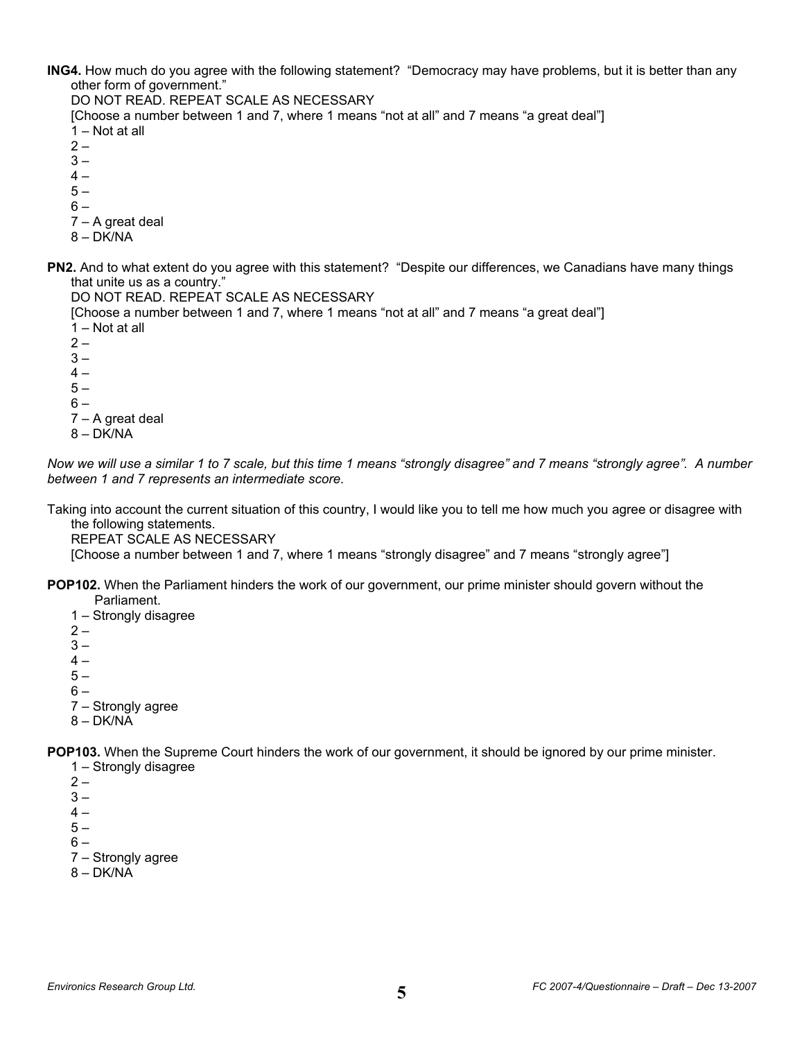**ING4.** How much do you agree with the following statement? "Democracy may have problems, but it is better than any other form of government."

DO NOT READ. REPEAT SCALE AS NECESSARY

[Choose a number between 1 and 7, where 1 means "not at all" and 7 means "a great deal"]

1 – Not at all
2 –
3 –
4 –
5 –
6 –
7 – A great deal
8 – DK/NA

**PN2.** And to what extent do you agree with this statement? "Despite our differences, we Canadians have many things that unite us as a country."

DO NOT READ. REPEAT SCALE AS NECESSARY

[Choose a number between 1 and 7, where 1 means "not at all" and 7 means "a great deal"]

1 – Not at all
2 –
3 –
4 –
5 –
6 –
7 – A great deal
8 – DK/NA

*Now we will use a similar 1 to 7 scale, but this time 1 means "strongly disagree" and 7 means "strongly agree". A number between 1 and 7 represents an intermediate score.*

Taking into account the current situation of this country, I would like you to tell me how much you agree or disagree with the following statements.

REPEAT SCALE AS NECESSARY

[Choose a number between 1 and 7, where 1 means "strongly disagree" and 7 means "strongly agree"]

**POP102.** When the Parliament hinders the work of our government, our prime minister should govern without the Parliament.

1 – Strongly disagree
2 –
3 –
4 –
5 –
6 –
7 – Strongly agree
8 – DK/NA

**POP103.** When the Supreme Court hinders the work of our government, it should be ignored by our prime minister.

1 – Strongly disagree
2 –
3 –
4 –
5 –
6 –
7 – Strongly agree
8 – DK/NA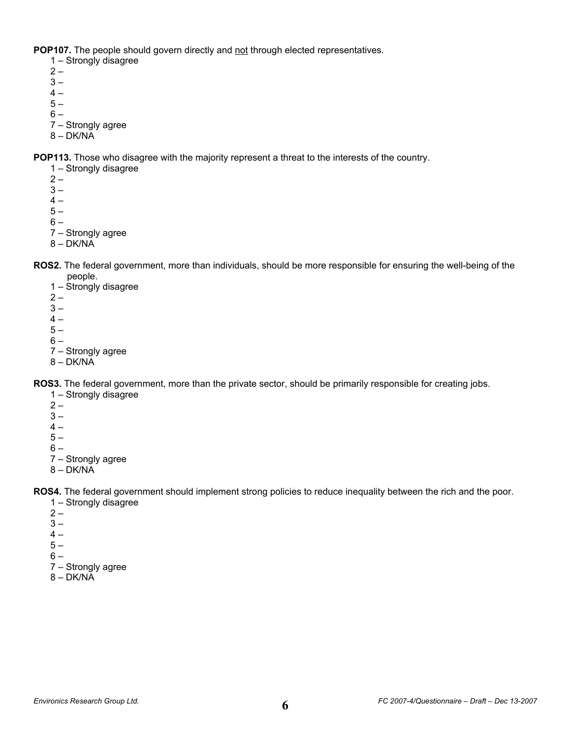**POP107.** The people should govern directly and <u>not</u> through elected representatives.

1 – Strongly disagree
2 –
3 –
4 –
5 –
6 –
7 – Strongly agree
8 – DK/NA

**POP113.** Those who disagree with the majority represent a threat to the interests of the country.

1 – Strongly disagree
2 –
3 –
4 –
5 –
6 –
7 – Strongly agree
8 – DK/NA

**ROS2.** The federal government, more than individuals, should be more responsible for ensuring the well-being of the people.

1 – Strongly disagree
2 –
3 –
4 –
5 –
6 –
7 – Strongly agree
8 – DK/NA

**ROS3.** The federal government, more than the private sector, should be primarily responsible for creating jobs.

1 – Strongly disagree
2 –
3 –
4 –
5 –
6 –
7 – Strongly agree
8 – DK/NA

**ROS4.** The federal government should implement strong policies to reduce inequality between the rich and the poor.

1 – Strongly disagree
2 –
3 –
4 –
5 –
6 –
7 – Strongly agree
8 – DK/NA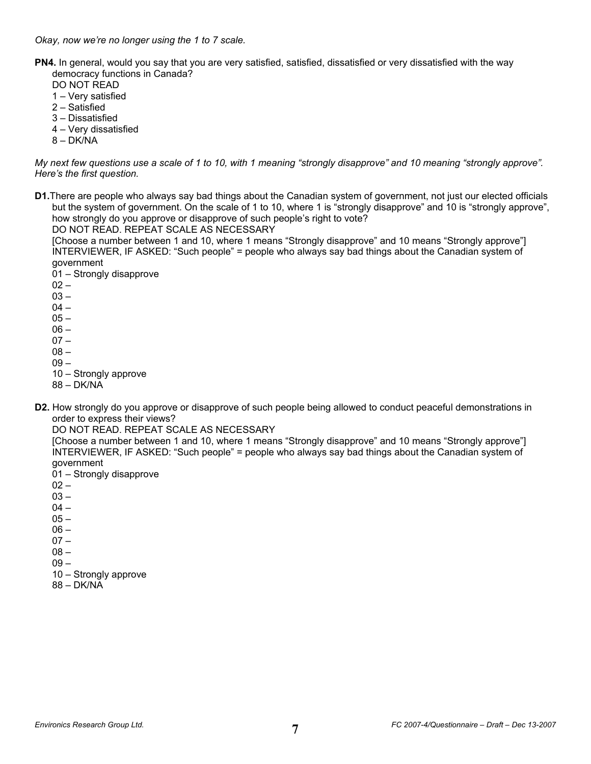*Okay, now we're no longer using the 1 to 7 scale.*

**PN4.** In general, would you say that you are very satisfied, satisfied, dissatisfied or very dissatisfied with the way democracy functions in Canada?

DO NOT READ
1 – Very satisfied
2 – Satisfied
3 – Dissatisfied
4 – Very dissatisfied
8 – DK/NA

*My next few questions use a scale of 1 to 10, with 1 meaning "strongly disapprove" and 10 meaning "strongly approve". Here's the first question.*

**D1.** There are people who always say bad things about the Canadian system of government, not just our elected officials but the system of government. On the scale of 1 to 10, where 1 is "strongly disapprove" and 10 is "strongly approve", how strongly do you approve or disapprove of such people's right to vote?

DO NOT READ. REPEAT SCALE AS NECESSARY
[Choose a number between 1 and 10, where 1 means "Strongly disapprove" and 10 means "Strongly approve"]
INTERVIEWER, IF ASKED: "Such people" = people who always say bad things about the Canadian system of government
01 – Strongly disapprove
02 –
03 –
04 –
05 –
06 –
07 –
08 –
09 –
10 – Strongly approve
88 – DK/NA

**D2.** How strongly do you approve or disapprove of such people being allowed to conduct peaceful demonstrations in order to express their views?

DO NOT READ. REPEAT SCALE AS NECESSARY
[Choose a number between 1 and 10, where 1 means "Strongly disapprove" and 10 means "Strongly approve"]
INTERVIEWER, IF ASKED: "Such people" = people who always say bad things about the Canadian system of government
01 – Strongly disapprove
02 –
03 –
04 –
05 –
06 –
07 –
08 –
09 –
10 – Strongly approve
88 – DK/NA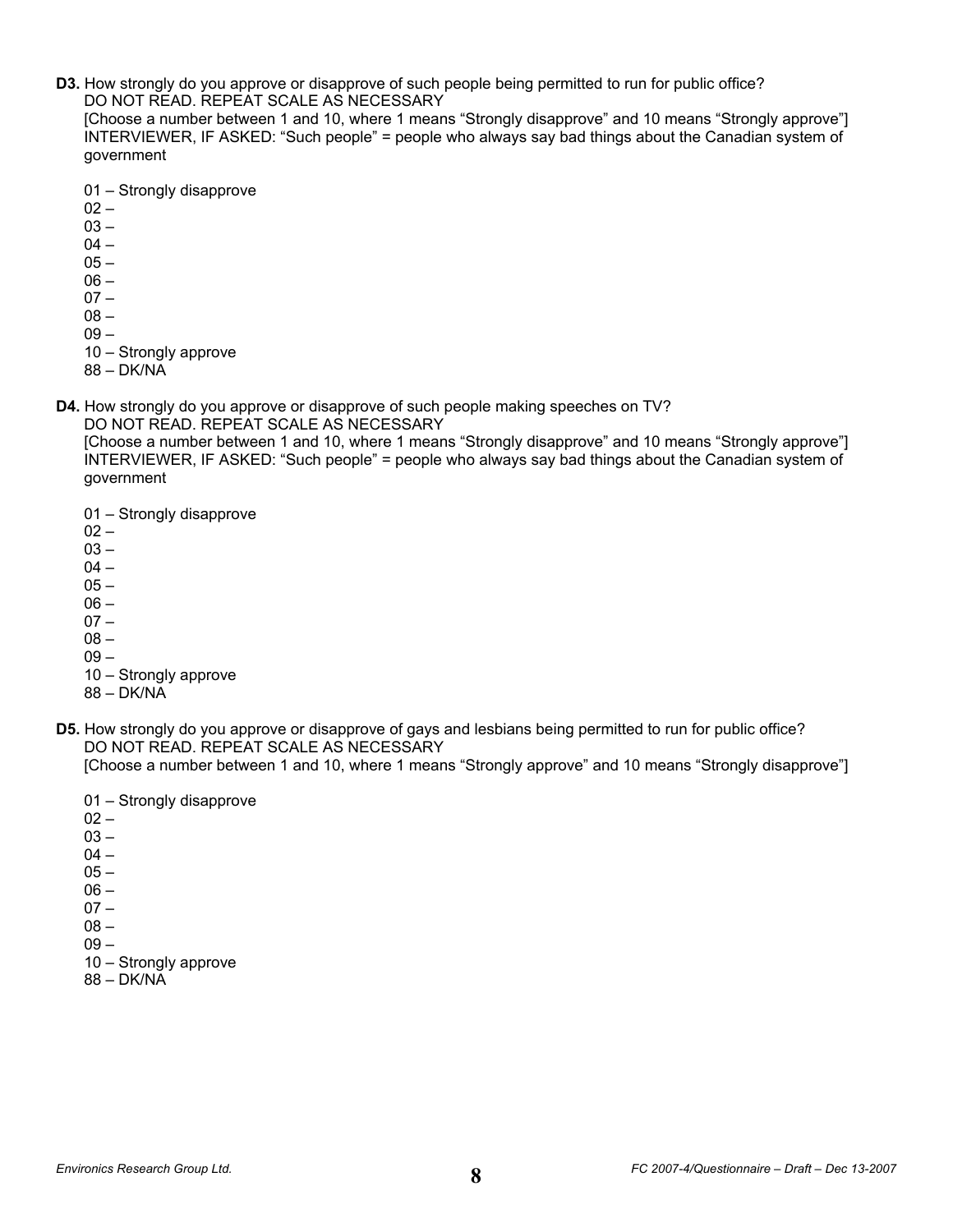**D3.** How strongly do you approve or disapprove of such people being permitted to run for public office?
DO NOT READ. REPEAT SCALE AS NECESSARY
[Choose a number between 1 and 10, where 1 means "Strongly disapprove" and 10 means "Strongly approve"]
INTERVIEWER, IF ASKED: "Such people" = people who always say bad things about the Canadian system of government

01 – Strongly disapprove
02 –
03 –
04 –
05 –
06 –
07 –
08 –
09 –
10 – Strongly approve
88 – DK/NA

**D4.** How strongly do you approve or disapprove of such people making speeches on TV?
DO NOT READ. REPEAT SCALE AS NECESSARY
[Choose a number between 1 and 10, where 1 means "Strongly disapprove" and 10 means "Strongly approve"]
INTERVIEWER, IF ASKED: "Such people" = people who always say bad things about the Canadian system of government

01 – Strongly disapprove
02 –
03 –
04 –
05 –
06 –
07 –
08 –
09 –
10 – Strongly approve
88 – DK/NA

**D5.** How strongly do you approve or disapprove of gays and lesbians being permitted to run for public office?
DO NOT READ. REPEAT SCALE AS NECESSARY
[Choose a number between 1 and 10, where 1 means "Strongly approve" and 10 means "Strongly disapprove"]

01 – Strongly disapprove
02 –
03 –
04 –
05 –
06 –
07 –
08 –
09 –
10 – Strongly approve
88 – DK/NA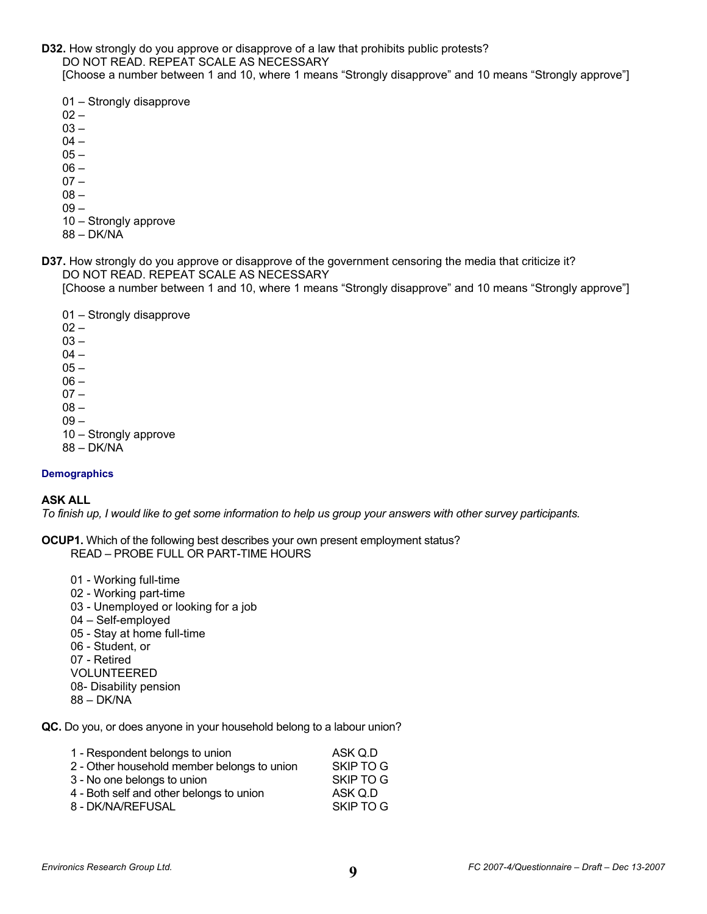**D32.** How strongly do you approve or disapprove of a law that prohibits public protests?
DO NOT READ. REPEAT SCALE AS NECESSARY
[Choose a number between 1 and 10, where 1 means "Strongly disapprove" and 10 means "Strongly approve"]

01 – Strongly disapprove
02 –
03 –
04 –
05 –
06 –
07 –
08 –
09 –
10 – Strongly approve
88 – DK/NA

**D37.** How strongly do you approve or disapprove of the government censoring the media that criticize it?
DO NOT READ. REPEAT SCALE AS NECESSARY
[Choose a number between 1 and 10, where 1 means "Strongly disapprove" and 10 means "Strongly approve"]

01 – Strongly disapprove
02 –
03 –
04 –
05 –
06 –
07 –
08 –
09 –
10 – Strongly approve
88 – DK/NA

### Demographics

**ASK ALL**
*To finish up, I would like to get some information to help us group your answers with other survey participants.*

**OCUP1.** Which of the following best describes your own present employment status?
READ – PROBE FULL OR PART-TIME HOURS

01 - Working full-time
02 - Working part-time
03 - Unemployed or looking for a job
04 – Self-employed
05 - Stay at home full-time
06 - Student, or
07 - Retired
VOLUNTEERED
08- Disability pension
88 – DK/NA

**QC.** Do you, or does anyone in your household belong to a labour union?

| | |
|---|---|
| 1 - Respondent belongs to union | ASK Q.D |
| 2 - Other household member belongs to union | SKIP TO G |
| 3 - No one belongs to union | SKIP TO G |
| 4 - Both self and other belongs to union | ASK Q.D |
| 8 - DK/NA/REFUSAL | SKIP TO G |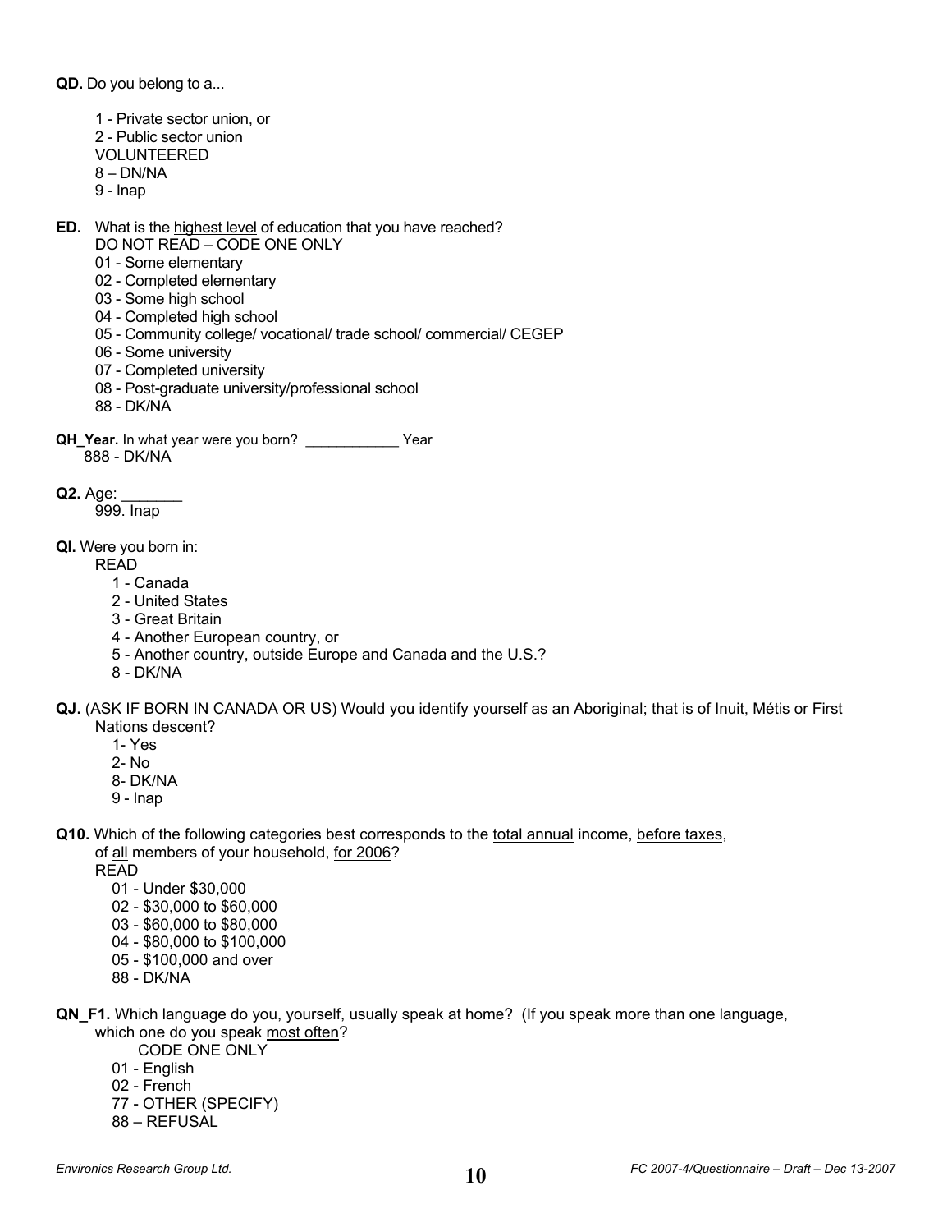**QD.** Do you belong to a...

1 - Private sector union, or
2 - Public sector union
VOLUNTEERED
8 – DN/NA
9 - Inap

**ED.** What is the <u>highest level</u> of education that you have reached?
DO NOT READ – CODE ONE ONLY
01 - Some elementary
02 - Completed elementary
03 - Some high school
04 - Completed high school
05 - Community college/ vocational/ trade school/ commercial/ CEGEP
06 - Some university
07 - Completed university
08 - Post-graduate university/professional school
88 - DK/NA

**QH_Year.** In what year were you born? ____________ Year
888 - DK/NA

**Q2.** Age: _______
999. Inap

**QI.** Were you born in:
READ
1 - Canada
2 - United States
3 - Great Britain
4 - Another European country, or
5 - Another country, outside Europe and Canada and the U.S.?
8 - DK/NA

**QJ.** (ASK IF BORN IN CANADA OR US) Would you identify yourself as an Aboriginal; that is of Inuit, Métis or First Nations descent?
1- Yes
2- No
8- DK/NA
9 - Inap

**Q10.** Which of the following categories best corresponds to the <u>total annual</u> income, <u>before taxes</u>, of <u>all</u> members of your household, <u>for 2006</u>?
READ
01 - Under $30,000
02 - $30,000 to $60,000
03 - $60,000 to $80,000
04 - $80,000 to $100,000
05 - $100,000 and over
88 - DK/NA

**QN_F1.** Which language do you, yourself, usually speak at home? (If you speak more than one language, which one do you speak <u>most often</u>?
CODE ONE ONLY
01 - English
02 - French
77 - OTHER (SPECIFY)
88 – REFUSAL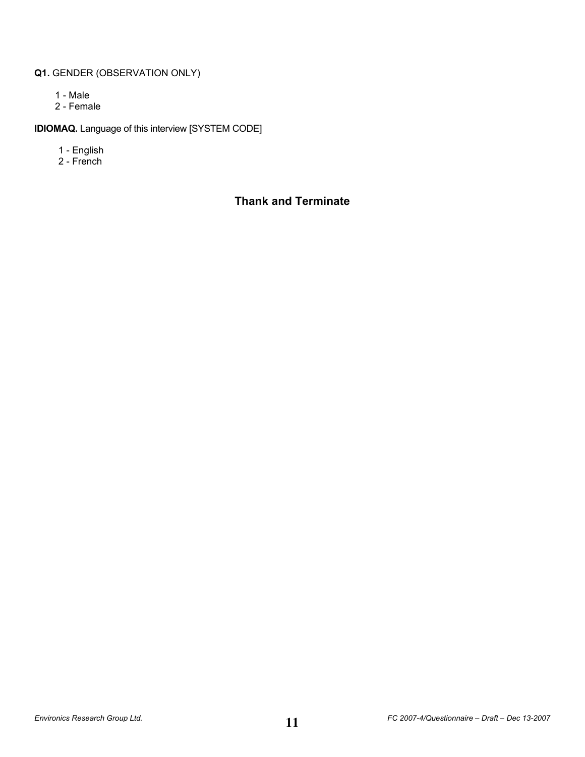**Q1.** GENDER (OBSERVATION ONLY)

1 - Male
2 - Female

**IDIOMAQ.** Language of this interview [SYSTEM CODE]

1 - English
2 - French

## Thank and Terminate